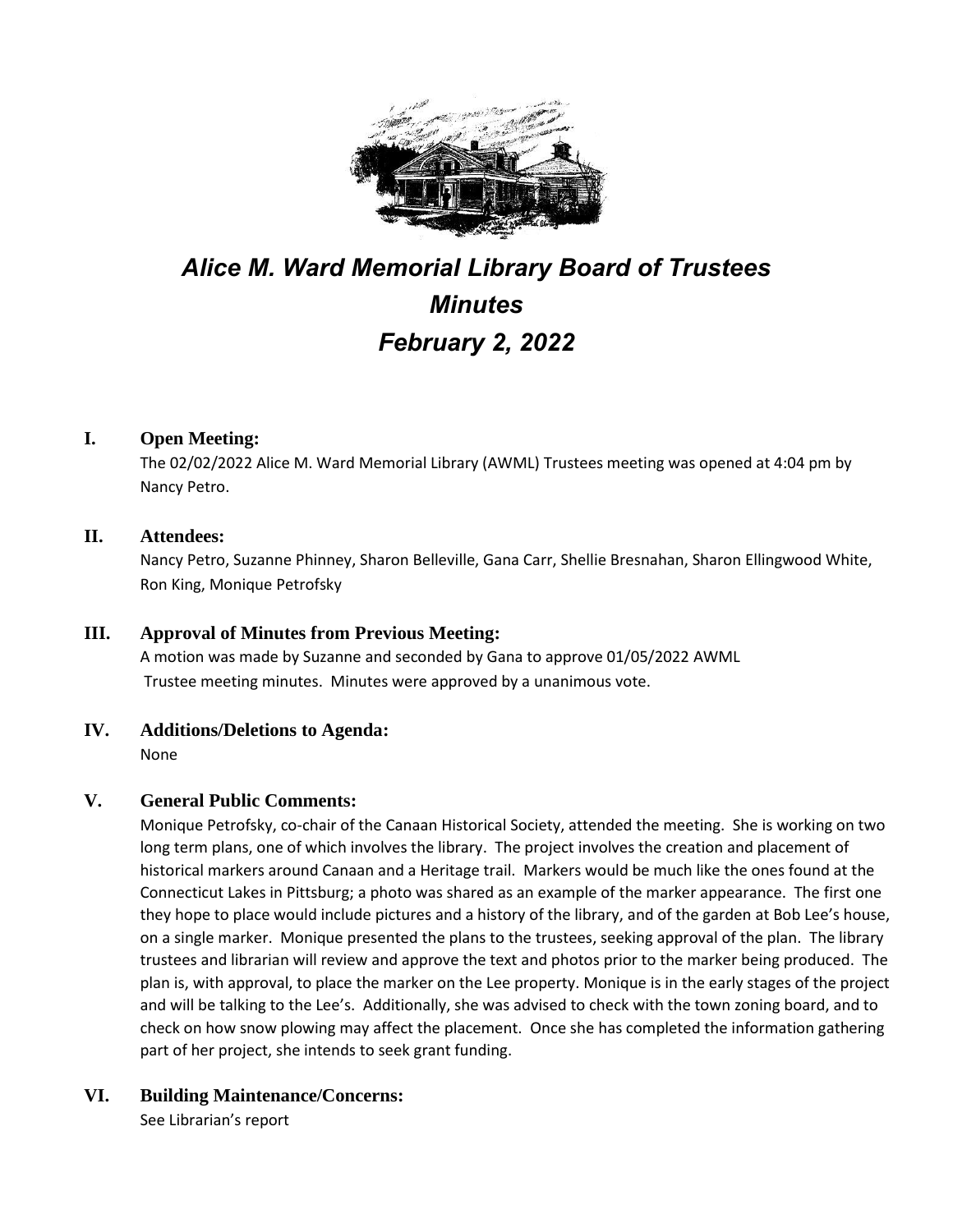# *Alice M. Ward Memorial Library Board of Trustees*
# *Minutes*
# *February 2, 2022*

## I. Open Meeting:

The 02/02/2022 Alice M. Ward Memorial Library (AWML) Trustees meeting was opened at 4:04 pm by Nancy Petro.

## II. Attendees:

Nancy Petro, Suzanne Phinney, Sharon Belleville, Gana Carr, Shellie Bresnahan, Sharon Ellingwood White, Ron King, Monique Petrofsky

## III. Approval of Minutes from Previous Meeting:

A motion was made by Suzanne and seconded by Gana to approve 01/05/2022 AWML Trustee meeting minutes. Minutes were approved by a unanimous vote.

## IV. Additions/Deletions to Agenda:

None

## V. General Public Comments:

Monique Petrofsky, co-chair of the Canaan Historical Society, attended the meeting. She is working on two long term plans, one of which involves the library. The project involves the creation and placement of historical markers around Canaan and a Heritage trail. Markers would be much like the ones found at the Connecticut Lakes in Pittsburg; a photo was shared as an example of the marker appearance. The first one they hope to place would include pictures and a history of the library, and of the garden at Bob Lee's house, on a single marker. Monique presented the plans to the trustees, seeking approval of the plan. The library trustees and librarian will review and approve the text and photos prior to the marker being produced. The plan is, with approval, to place the marker on the Lee property. Monique is in the early stages of the project and will be talking to the Lee's. Additionally, she was advised to check with the town zoning board, and to check on how snow plowing may affect the placement. Once she has completed the information gathering part of her project, she intends to seek grant funding.

## VI. Building Maintenance/Concerns:

See Librarian's report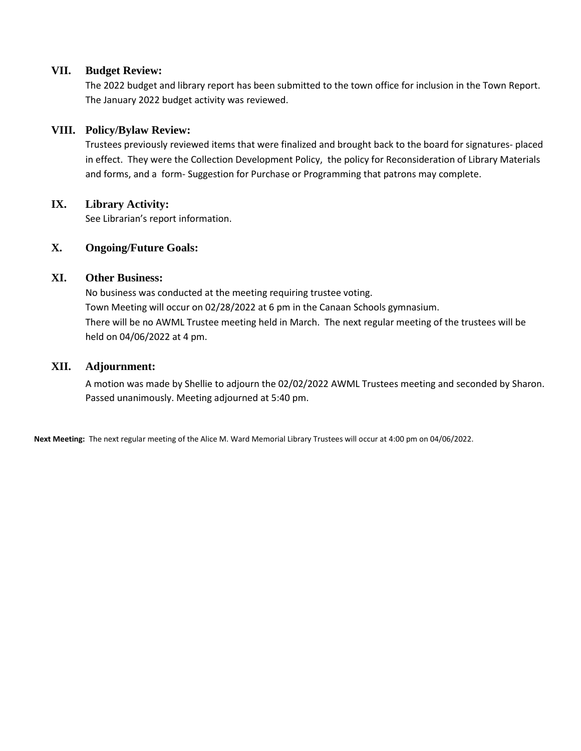## VII. Budget Review:

The 2022 budget and library report has been submitted to the town office for inclusion in the Town Report. The January 2022 budget activity was reviewed.

## VIII. Policy/Bylaw Review:

Trustees previously reviewed items that were finalized and brought back to the board for signatures- placed in effect. They were the Collection Development Policy, the policy for Reconsideration of Library Materials and forms, and a form- Suggestion for Purchase or Programming that patrons may complete.

## IX. Library Activity:

See Librarian's report information.

## X. Ongoing/Future Goals:

## XI. Other Business:

No business was conducted at the meeting requiring trustee voting.
Town Meeting will occur on 02/28/2022 at 6 pm in the Canaan Schools gymnasium.
There will be no AWML Trustee meeting held in March. The next regular meeting of the trustees will be held on 04/06/2022 at 4 pm.

## XII. Adjournment:

A motion was made by Shellie to adjourn the 02/02/2022 AWML Trustees meeting and seconded by Sharon. Passed unanimously. Meeting adjourned at 5:40 pm.

**Next Meeting:** The next regular meeting of the Alice M. Ward Memorial Library Trustees will occur at 4:00 pm on 04/06/2022.